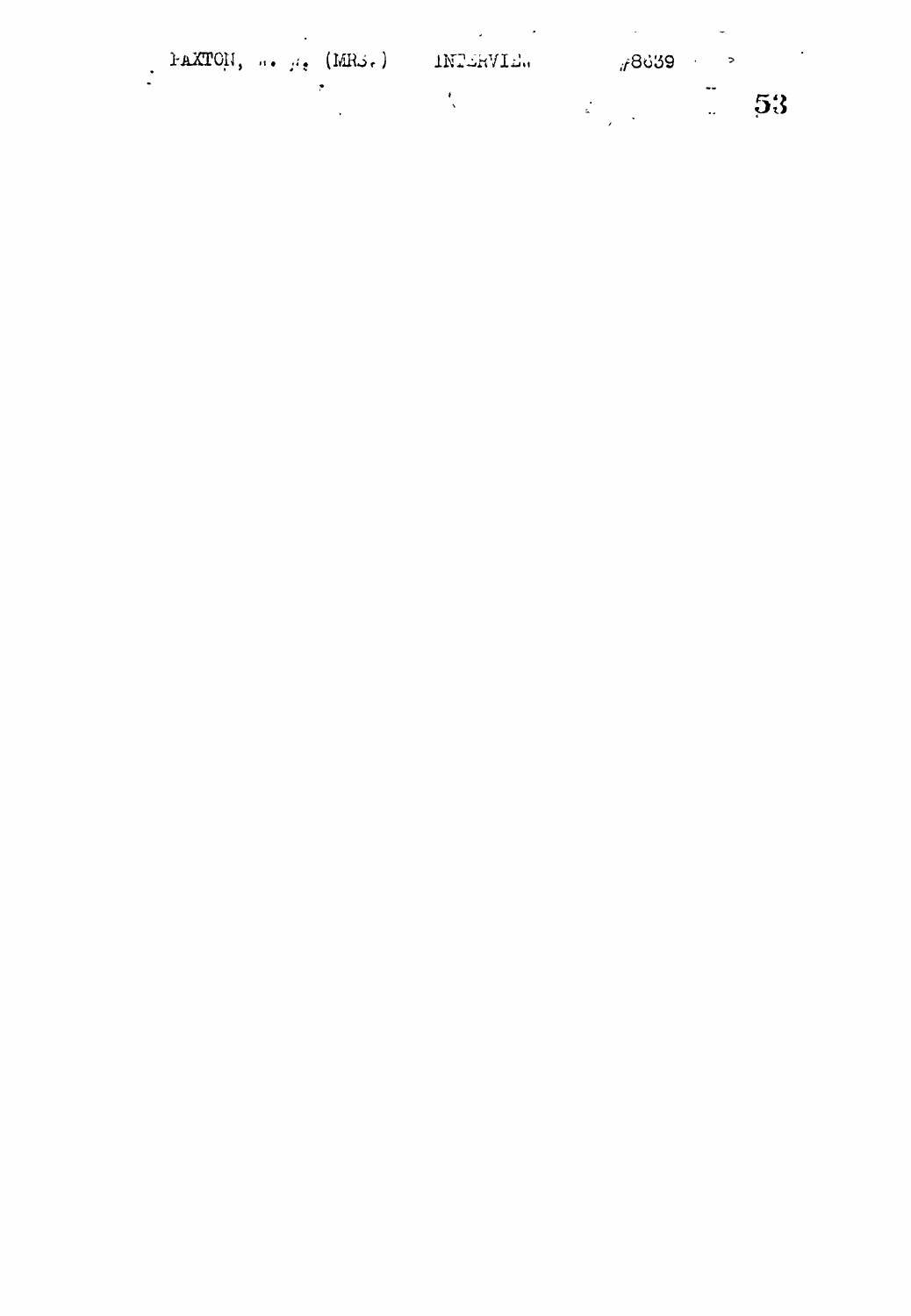PAXTON, W. H. (MRS.) INTERVIEW #8639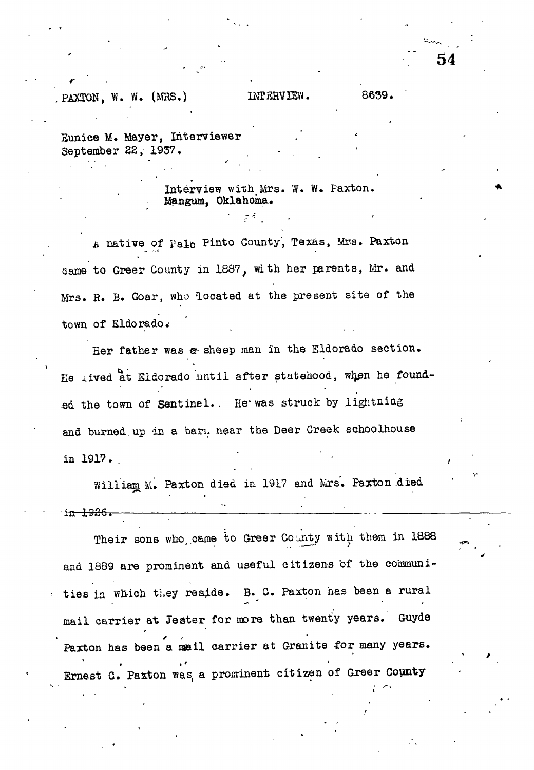PAXTON, W. W. (MRS.) INTERVIEW. 8639.

Eunice M. Mayer, Interviewer
September 22, 1937.

Interview with Mrs. W. W. Paxton.
Mangum, Oklahoma.

A native of Palo Pinto County, Texas, Mrs. Paxton came to Greer County in 1887, with her parents, Mr. and Mrs. R. B. Goar, who located at the present site of the town of Eldorado.

Her father was a sheep man in the Eldorado section. He lived at Eldorado until after statehood, when he founded the town of Sentinel. He was struck by lightning and burned up in a barn near the Deer Creek schoolhouse in 1917.

William M. Paxton died in 1917 and Mrs. Paxton died ~~in 1926.~~

Their sons who came to Greer County with them in 1888 and 1889 are prominent and useful citizens of the communities in which they reside. B. C. Paxton has been a rural mail carrier at Jester for more than twenty years. Guyde Paxton has been a mail carrier at Granite for many years. Ernest C. Paxton was a prominent citizen of Greer County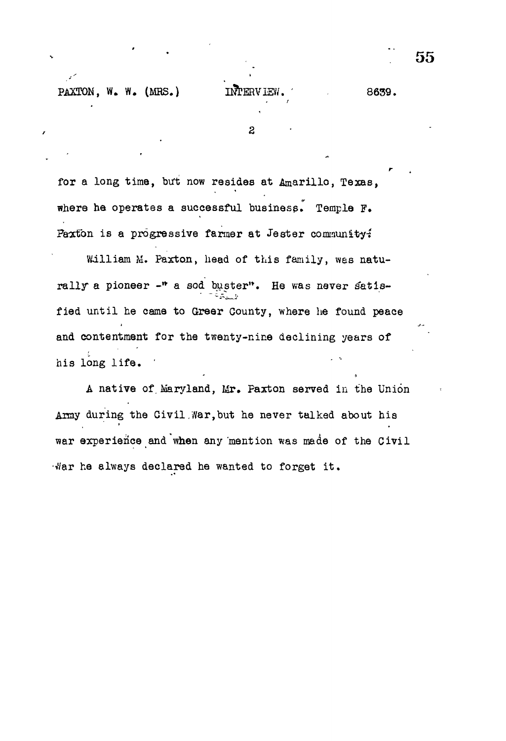for a long time, but now resides at Amarillo, Texas, where he operates a successful business. Temple F. Paxton is a progressive farmer at Jester community.

William M. Paxton, head of this family, was naturally a pioneer -" a sod buster". He was never satisfied until he came to Greer County, where he found peace and contentment for the twenty-nine declining years of his long life.

A native of Maryland, Mr. Paxton served in the Union Army during the Civil War, but he never talked about his war experience and when any mention was made of the Civil War he always declared he wanted to forget it.